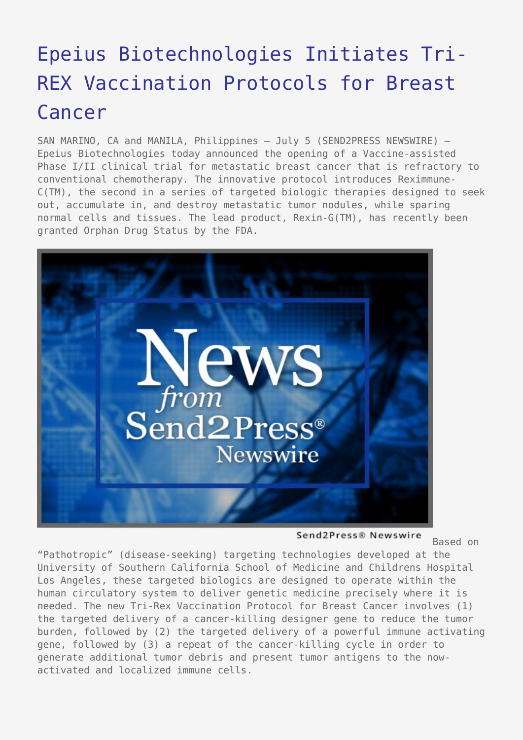# Epeius Biotechnologies Initiates Tri-REX Vaccination Protocols for Breast Cancer

SAN MARINO, CA and MANILA, Philippines – July 5 (SEND2PRESS NEWSWIRE) – Epeius Biotechnologies today announced the opening of a Vaccine-assisted Phase I/II clinical trial for metastatic breast cancer that is refractory to conventional chemotherapy. The innovative protocol introduces Reximmune-C(TM), the second in a series of targeted biologic therapies designed to seek out, accumulate in, and destroy metastatic tumor nodules, while sparing normal cells and tissues. The lead product, Rexin-G(TM), has recently been granted Orphan Drug Status by the FDA.

Send2Press® Newswire

Based on "Pathotropic" (disease-seeking) targeting technologies developed at the University of Southern California School of Medicine and Childrens Hospital Los Angeles, these targeted biologics are designed to operate within the human circulatory system to deliver genetic medicine precisely where it is needed. The new Tri-Rex Vaccination Protocol for Breast Cancer involves (1) the targeted delivery of a cancer-killing designer gene to reduce the tumor burden, followed by (2) the targeted delivery of a powerful immune activating gene, followed by (3) a repeat of the cancer-killing cycle in order to generate additional tumor debris and present tumor antigens to the now-activated and localized immune cells.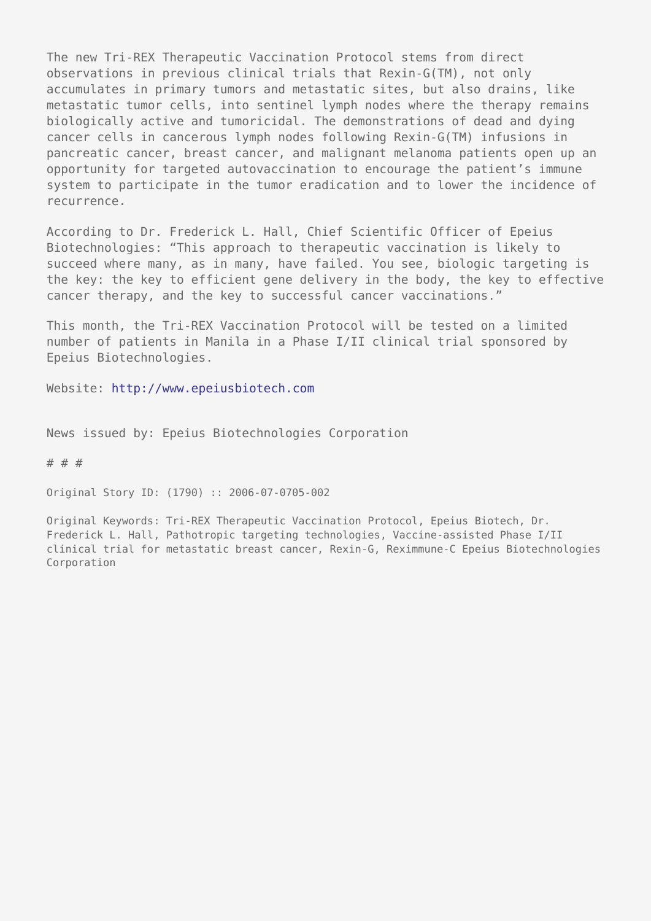The new Tri-REX Therapeutic Vaccination Protocol stems from direct observations in previous clinical trials that Rexin-G(TM), not only accumulates in primary tumors and metastatic sites, but also drains, like metastatic tumor cells, into sentinel lymph nodes where the therapy remains biologically active and tumoricidal. The demonstrations of dead and dying cancer cells in cancerous lymph nodes following Rexin-G(TM) infusions in pancreatic cancer, breast cancer, and malignant melanoma patients open up an opportunity for targeted autovaccination to encourage the patient's immune system to participate in the tumor eradication and to lower the incidence of recurrence.

According to Dr. Frederick L. Hall, Chief Scientific Officer of Epeius Biotechnologies: "This approach to therapeutic vaccination is likely to succeed where many, as in many, have failed. You see, biologic targeting is the key: the key to efficient gene delivery in the body, the key to effective cancer therapy, and the key to successful cancer vaccinations."

This month, the Tri-REX Vaccination Protocol will be tested on a limited number of patients in Manila in a Phase I/II clinical trial sponsored by Epeius Biotechnologies.

Website: http://www.epeiusbiotech.com

News issued by: Epeius Biotechnologies Corporation

# # #

Original Story ID: (1790) :: 2006-07-0705-002

Original Keywords: Tri-REX Therapeutic Vaccination Protocol, Epeius Biotech, Dr. Frederick L. Hall, Pathotropic targeting technologies, Vaccine-assisted Phase I/II clinical trial for metastatic breast cancer, Rexin-G, Reximmune-C Epeius Biotechnologies Corporation